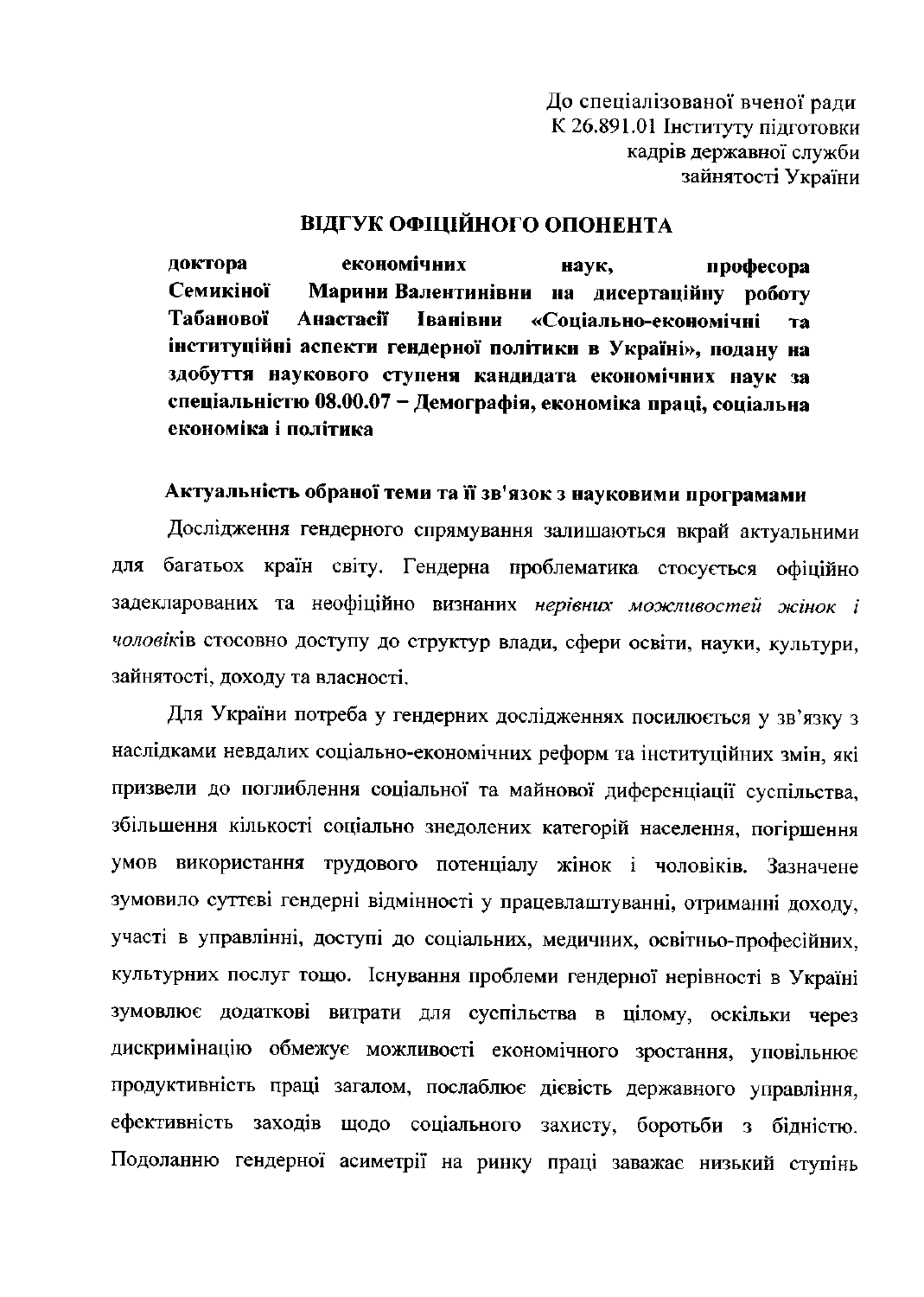До спеціалізованої вченої ради
К 26.891.01 Інституту підготовки
кадрів державної служби
зайнятості України

## ВІДГУК ОФІЦІЙНОГО ОПОНЕНТА

**доктора економічних наук, професора Семикіної Марини Валентинівни на дисертаційну роботу Табанової Анастасії Іванівни «Соціально-економічні та інституційні аспекти гендерної політики в Україні», подану на здобуття наукового ступеня кандидата економічних наук за спеціальністю 08.00.07 – Демографія, економіка праці, соціальна економіка і політика**

### Актуальність обраної теми та її зв'язок з науковими програмами

Дослідження гендерного спрямування залишаються вкрай актуальними для багатьох країн світу. Гендерна проблематика стосується офіційно задекларованих та неофіційно визнаних *нерівних можливостей жінок і чоловік*ів стосовно доступу до структур влади, сфери освіти, науки, культури, зайнятості, доходу та власності.

Для України потреба у гендерних дослідженнях посилюється у зв'язку з наслідками невдалих соціально-економічних реформ та інституційних змін, які призвели до поглиблення соціальної та майнової диференціації суспільства, збільшення кількості соціально знедолених категорій населення, погіршення умов використання трудового потенціалу жінок і чоловіків. Зазначене зумовило суттєві гендерні відмінності у працевлаштуванні, отриманні доходу, участі в управлінні, доступі до соціальних, медичних, освітньо-професійних, культурних послуг тощо. Існування проблеми гендерної нерівності в Україні зумовлює додаткові витрати для суспільства в цілому, оскільки через дискримінацію обмежує можливості економічного зростання, уповільнює продуктивність праці загалом, послаблює дієвість державного управління, ефективність заходів щодо соціального захисту, боротьби з бідністю. Подоланню гендерної асиметрії на ринку праці заважає низький ступінь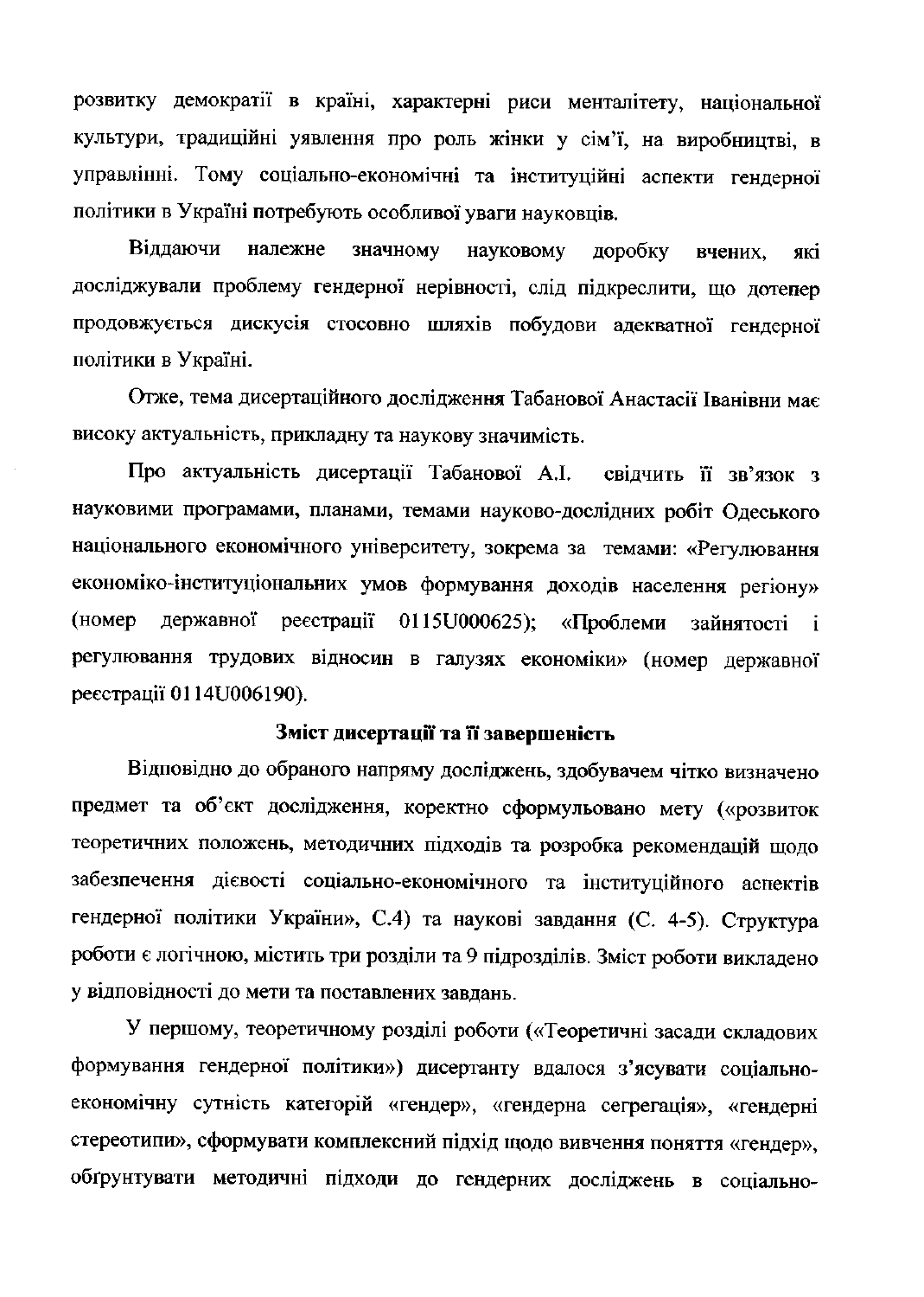розвитку демократії в країні, характерні риси менталітету, національної культури, традиційні уявлення про роль жінки у сім'ї, на виробництві, в управлінні. Тому соціально-економічні та інституційні аспекти гендерної політики в Україні потребують особливої уваги науковців.

Віддаючи належне значному науковому доробку вчених, які досліджували проблему гендерної нерівності, слід підкреслити, що дотепер продовжується дискусія стосовно шляхів побудови адекватної гендерної політики в Україні.

Отже, тема дисертаційного дослідження Табанової Анастасії Іванівни має високу актуальність, прикладну та наукову значимість.

Про актуальність дисертації Табанової А.І. свідчить її зв'язок з науковими програмами, планами, темами науково-дослідних робіт Одеського національного економічного університету, зокрема за темами: «Регулювання економіко-інституціональних умов формування доходів населення регіону» (номер державної реєстрації 0115U000625); «Проблеми зайнятості і регулювання трудових відносин в галузях економіки» (номер державної реєстрації 0114U006190).

## Зміст дисертації та її завершеність

Відповідно до обраного напряму досліджень, здобувачем чітко визначено предмет та об'єкт дослідження, коректно сформульовано мету («розвиток теоретичних положень, методичних підходів та розробка рекомендацій щодо забезпечення дієвості соціально-економічного та інституційного аспектів гендерної політики України», С.4) та наукові завдання (С. 4-5). Структура роботи є логічною, містить три розділи та 9 підрозділів. Зміст роботи викладено у відповідності до мети та поставлених завдань.

У першому, теоретичному розділі роботи («Теоретичні засади складових формування гендерної політики») дисертанту вдалося з'ясувати соціально-економічну сутність категорій «гендер», «гендерна сегрегація», «гендерні стереотипи», сформувати комплексний підхід щодо вивчення поняття «гендер», обґрунтувати методичні підходи до гендерних досліджень в соціально-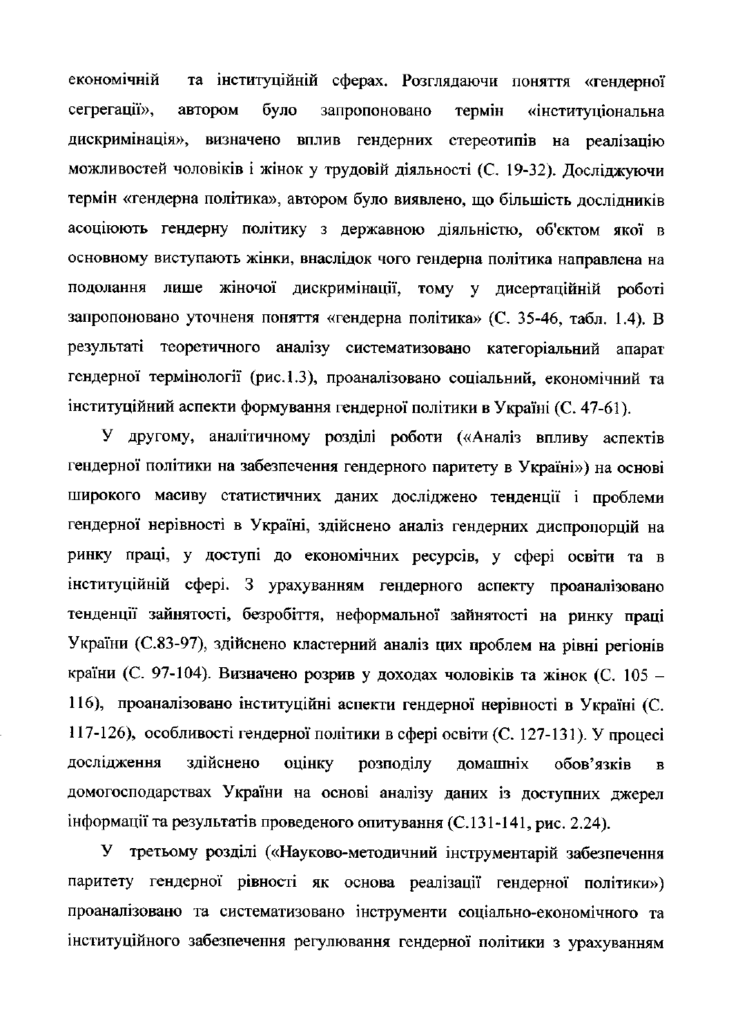економічній та інституційній сферах. Розглядаючи поняття «гендерної сегрегації», автором було запропоновано термін «інституціональна дискримінація», визначено вплив гендерних стереотипів на реалізацію можливостей чоловіків і жінок у трудовій діяльності (С. 19-32). Досліджуючи термін «гендерна політика», автором було виявлено, що більшість дослідників асоціюють гендерну політику з державною діяльністю, об'єктом якої в основному виступають жінки, внаслідок чого гендерна політика направлена на подолання лише жіночої дискримінації, тому у дисертаційній роботі запропоновано уточненя поняття «гендерна політика» (С. 35-46, табл. 1.4). В результаті теоретичного аналізу систематизовано категоріальний апарат гендерної термінології (рис.1.3), проаналізовано соціальний, економічний та інституційний аспекти формування гендерної політики в Україні (С. 47-61).

У другому, аналітичному розділі роботи («Аналіз впливу аспектів гендерної політики на забезпечення гендерного паритету в Україні») на основі широкого масиву статистичних даних досліджено тенденції і проблеми гендерної нерівності в Україні, здійснено аналіз гендерних диспропорцій на ринку праці, у доступі до економічних ресурсів, у сфері освіти та в інституційній сфері. З урахуванням гендерного аспекту проаналізовано тенденції зайнятості, безробіття, неформальної зайнятості на ринку праці України (С.83-97), здійснено кластерний аналіз цих проблем на рівні регіонів країни (С. 97-104). Визначено розрив у доходах чоловіків та жінок (С. 105 – 116), проаналізовано інституційні аспекти гендерної нерівності в Україні (С. 117-126), особливості гендерної політики в сфері освіти (С. 127-131). У процесі дослідження здійснено оцінку розподілу домашніх обов'язків в домогосподарствах України на основі аналізу даних із доступних джерел інформації та результатів проведеного опитування (С.131-141, рис. 2.24).

У третьому розділі («Науково-методичний інструментарій забезпечення паритету гендерної рівності як основа реалізації гендерної політики») проаналізовано та систематизовано інструменти соціально-економічного та інституційного забезпечення регулювання гендерної політики з урахуванням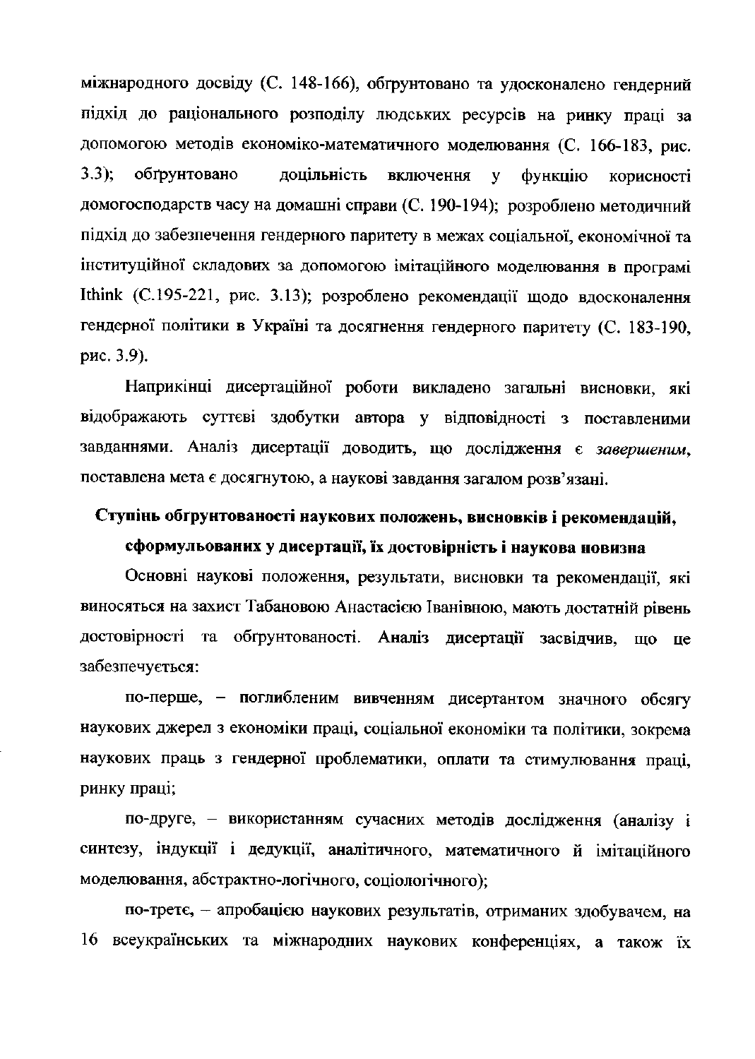міжнародного досвіду (С. 148-166), обґрунтовано та удосконалено гендерний підхід до раціонального розподілу людських ресурсів на ринку праці за допомогою методів економіко-математичного моделювання (С. 166-183, рис. 3.3); **обґрунтовано доцільність включення у функцію корисності домогосподарств часу на домашні справи** (С. 190-194); розроблено методичний підхід до забезпечення гендерного паритету в межах соціальної, економічної та інституційної складових за допомогою імітаційного моделювання в програмі Ithink (С.195-221, рис. 3.13); розроблено рекомендації щодо вдосконалення гендерної політики в Україні та досягнення гендерного паритету (С. 183-190, рис. 3.9).

Наприкінці дисертаційної роботи викладено загальні висновки, які відображають суттєві здобутки автора у відповідності з поставленими завданнями. Аналіз дисертації доводить, що дослідження є *завершеним*, поставлена мета є досягнутою, а наукові завдання загалом розв'язані.

## Ступінь обґрунтованості наукових положень, висновків і рекомендацій, сформульованих у дисертації, їх достовірність і наукова новизна

Основні наукові положення, результати, висновки та рекомендації, які виносяться на захист Табановою Анастасією Іванівною, мають достатній рівень достовірності та обґрунтованості. **Аналіз дисертації** засвідчив, що це забезпечується:

**по-перше,** – **поглибленим вивченням** дисертантом значного обсягу наукових джерел з економіки праці, соціальної економіки та політики, зокрема наукових праць з гендерної проблематики, оплати та стимулювання праці, ринку праці;

по-друге, – **використанням сучасних методів дослідження** (аналізу і синтезу, індукції і дедукції, аналітичного, математичного й імітаційного моделювання, абстрактно-логічного, соціологічного);

**по-третє,** – апробацією наукових результатів, отриманих здобувачем, на 16 всеукраїнських та міжнародних наукових конференціях, а також їх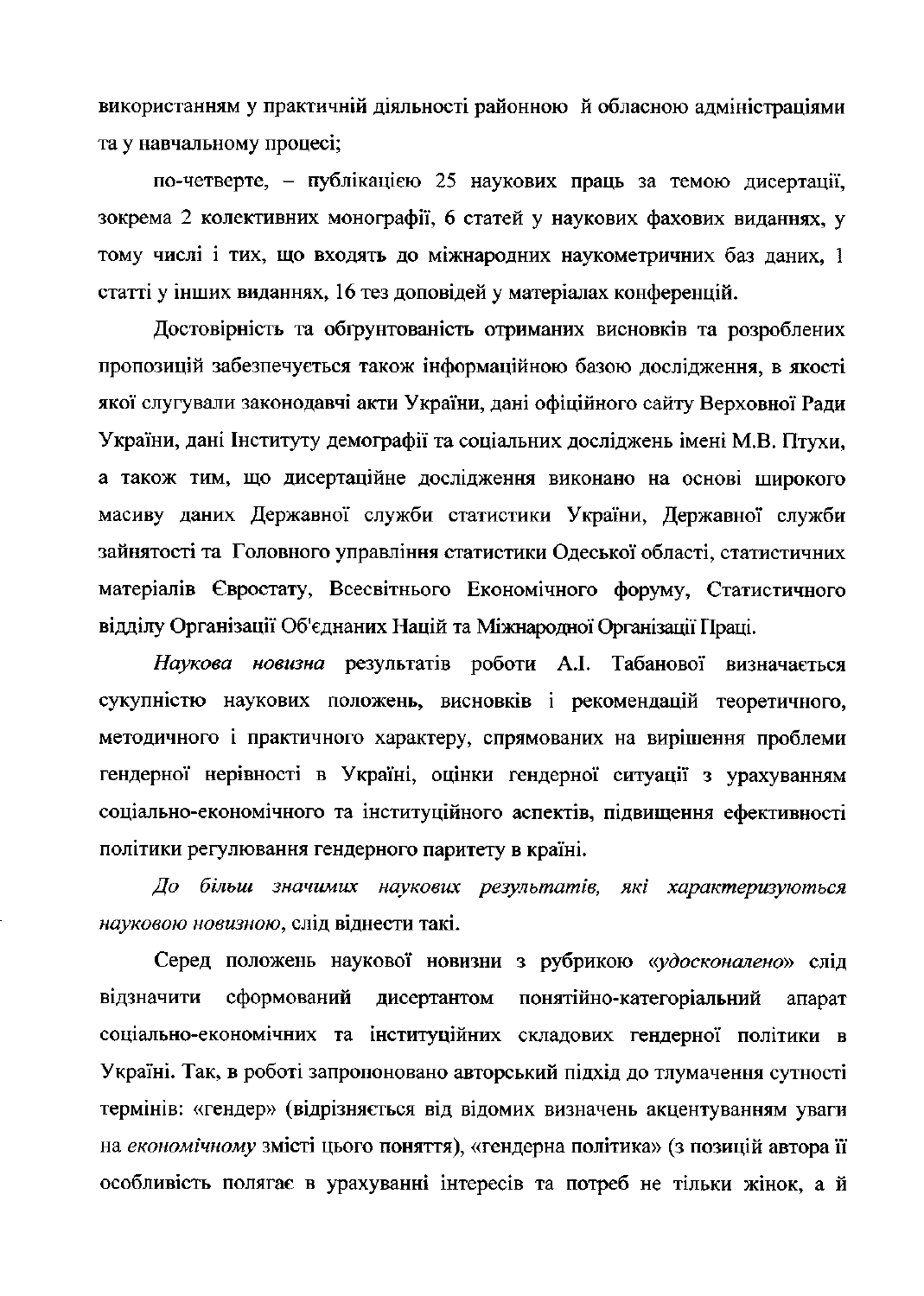використанням у практичній діяльності районною й обласною адміністраціями та у навчальному процесі;

по-четверте, – публікацією 25 наукових праць за темою дисертації, зокрема 2 колективних монографії, 6 статей у наукових фахових виданнях, у тому числі і тих, що входять до міжнародних наукометричних баз даних, 1 статті у інших виданнях, 16 тез доповідей у матеріалах конференцій.

Достовірність та обґрунтованість отриманих висновків та розроблених пропозицій забезпечується також інформаційною базою дослідження, в якості якої слугували законодавчі акти України, дані офіційного сайту Верховної Ради України, дані Інституту демографії та соціальних досліджень імені М.В. Птухи, а також тим, що дисертаційне дослідження виконано на основі широкого масиву даних Державної служби статистики України, Державної служби зайнятості та Головного управління статистики Одеської області, статистичних матеріалів Євростату, Всесвітнього Економічного форуму, Статистичного відділу Організації Об'єднаних Націй та Міжнародної Організації Праці.

*Наукова новизна* результатів роботи А.І. Табанової визначається сукупністю наукових положень, висновків і рекомендацій теоретичного, методичного і практичного характеру, спрямованих на вирішення проблеми гендерної нерівності в Україні, оцінки гендерної ситуації з урахуванням соціально-економічного та інституційного аспектів, підвищення ефективності політики регулювання гендерного паритету в країні.

*До більш значимих наукових результатів, які характеризуються науковою новизною*, слід віднести такі.

Серед положень наукової новизни з рубрикою «*удосконалено*» слід відзначити сформований дисертантом понятійно-категоріальний апарат соціально-економічних та інституційних складових гендерної політики в Україні. Так, в роботі запропоновано авторський підхід до тлумачення сутності термінів: «гендер» (відрізняється від відомих визначень акцентуванням уваги на *економічному* змісті цього поняття), «гендерна політика» (з позицій автора її особливість полягає в урахуванні інтересів та потреб не тільки жінок, а й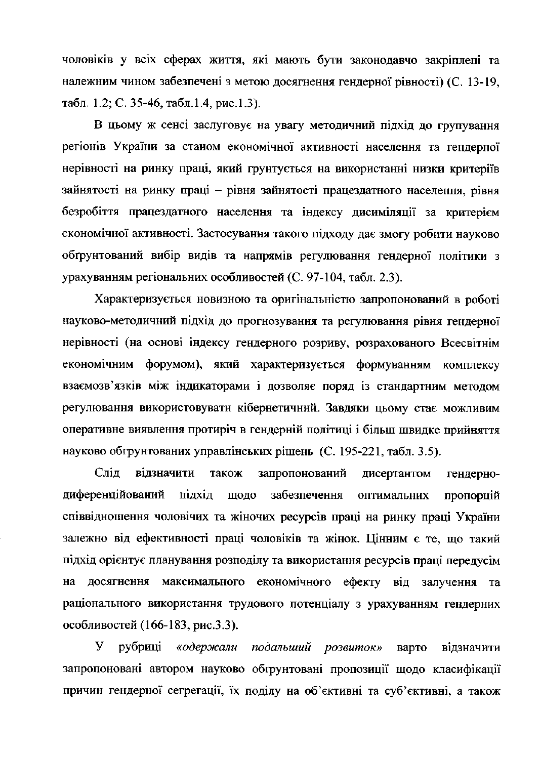чоловіків у всіх сферах життя, які мають бути законодавчо закріплені та належним чином забезпечені з метою досягнення гендерної рівності) (С. 13-19, табл. 1.2; С. 35-46, табл.1.4, рис.1.3).

В цьому ж сенсі заслуговує на увагу методичний підхід до групування регіонів України за станом економічної активності населення та гендерної нерівності на ринку праці, який ґрунтується на використанні низки критеріїв зайнятості на ринку праці – рівня зайнятості працездатного населення, рівня безробіття працездатного населення та індексу дисиміляції за критерієм економічної активності. Застосування такого підходу дає змогу робити науково обґрунтований вибір видів та напрямів регулювання гендерної політики з урахуванням регіональних особливостей (С. 97-104, табл. 2.3).

Характеризується новизною та оригінальністю запропонований в роботі науково-методичний підхід до прогнозування та регулювання рівня гендерної нерівності (на основі індексу гендерного розриву, розрахованого Всесвітнім економічним форумом), який характеризується формуванням комплексу взаємозв'язків між індикаторами і дозволяє поряд із стандартним методом регулювання використовувати кібернетичний. Завдяки цьому стає можливим оперативне виявлення протиріч в гендерній політиці і більш швидке прийняття науково обґрунтованих управлінських рішень (С. 195-221, табл. 3.5).

Слід відзначити також запропонований дисертантом гендерно-диференційований підхід щодо забезпечення оптимальних пропорцій співвідношення чоловічих та жіночих ресурсів праці на ринку праці України залежно від ефективності праці чоловіків та жінок. Цінним є те, що такий підхід орієнтує планування розподілу та використання ресурсів праці передусім на досягнення максимального економічного ефекту від залучення та раціонального використання трудового потенціалу з урахуванням гендерних особливостей (166-183, рис.3.3).

У рубриці *«одержали подальший розвиток»* варто відзначити запропоновані автором науково обґрунтовані пропозиції щодо класифікації причин гендерної сегрегації, їх поділу на об'єктивні та суб'єктивні, а також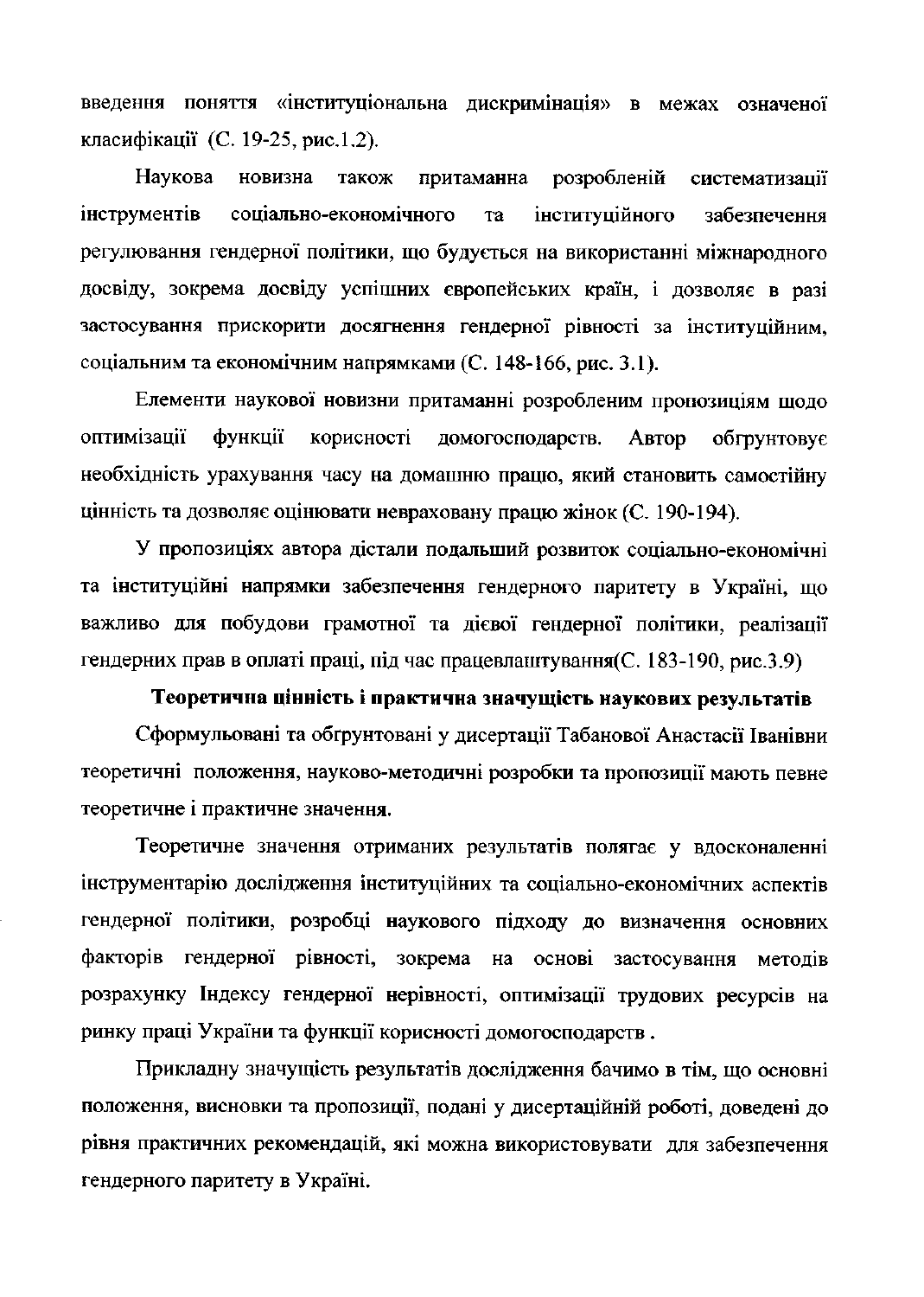введення поняття «інституціональна дискримінація» в межах означеної класифікації (С. 19-25, рис.1.2).

Наукова новизна також притаманна розробленій систематизації інструментів соціально-економічного та інституційного забезпечення регулювання гендерної політики, що будується на використанні міжнародного досвіду, зокрема досвіду успішних європейських країн, і дозволяє в разі застосування прискорити досягнення гендерної рівності за інституційним, соціальним та економічним напрямками (С. 148-166, рис. 3.1).

Елементи наукової новизни притаманні розробленим пропозиціям щодо оптимізації функції корисності домогосподарств. Автор обгрунтовує необхідність урахування часу на домашню працю, який становить самостійну цінність та дозволяє оцінювати невраховану працю жінок (С. 190-194).

У пропозиціях автора дістали подальший розвиток соціально-економічні та інституційні напрямки забезпечення гендерного паритету в Україні, що важливо для побудови грамотної та дієвої гендерної політики, реалізації гендерних прав в оплаті праці, під час працевлаштування(С. 183-190, рис.3.9)

**Теоретична цінність і практична значущість наукових результатів**

Сформульовані та обгрунтовані у дисертації Табанової Анастасії Іванівни теоретичні положення, науково-методичні розробки та пропозиції мають певне теоретичне і практичне значення.

Теоретичне значення отриманих результатів полягає у вдосконаленні інструментарію дослідження інституційних та соціально-економічних аспектів гендерної політики, розробці наукового підходу до визначення основних факторів гендерної рівності, зокрема на основі застосування методів розрахунку Індексу гендерної нерівності, оптимізації трудових ресурсів на ринку праці України та функції корисності домогосподарств .

Прикладну значущість результатів дослідження бачимо в тім, що основні положення, висновки та пропозиції, подані у дисертаційній роботі, доведені до рівня практичних рекомендацій, які можна використовувати для забезпечення гендерного паритету в Україні.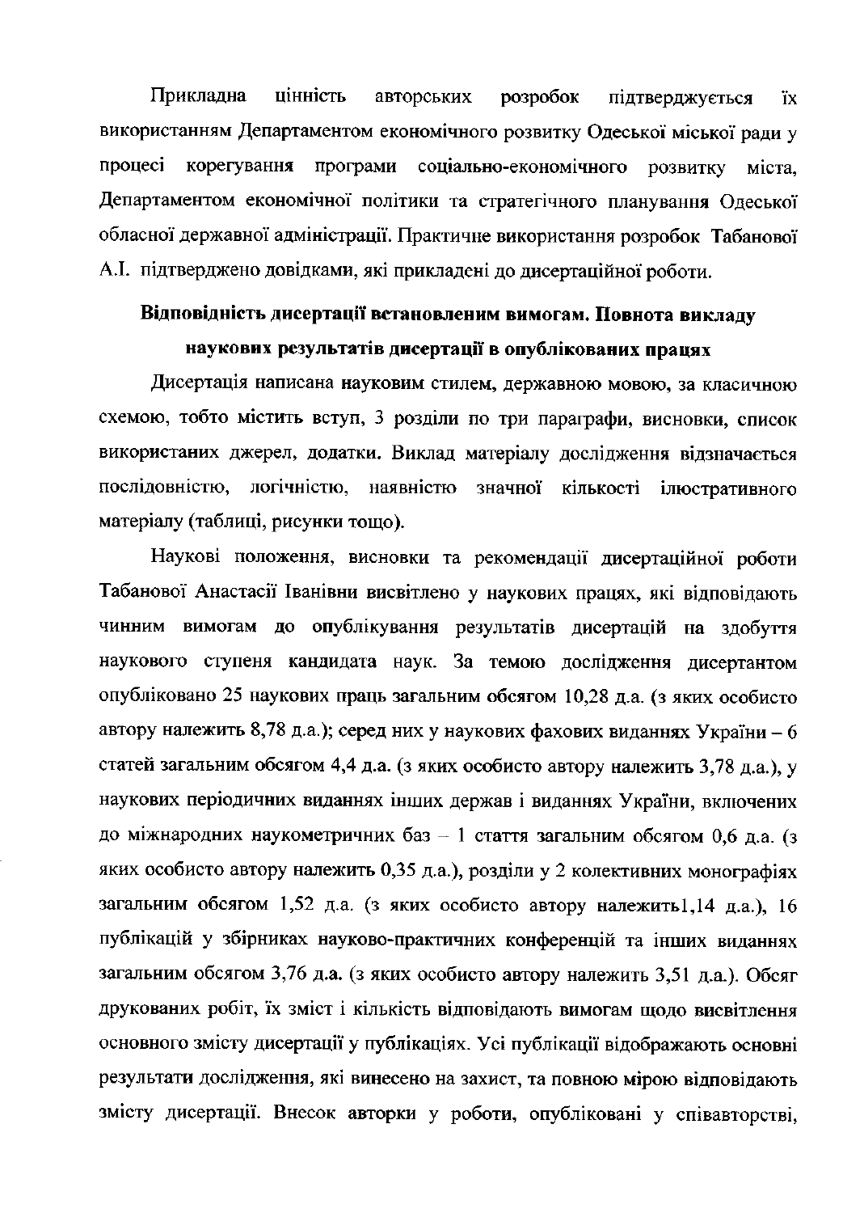Прикладна цінність авторських розробок підтверджується їх використанням Департаментом економічного розвитку Одеської міської ради у процесі корегування програми соціально-економічного розвитку міста, Департаментом економічної політики та стратегічного планування Одеської обласної державної адміністрації. Практичне використання розробок Табанової А.І. підтверджено довідками, які прикладені до дисертаційної роботи.

**Відповідність дисертації встановленим вимогам. Повнота викладу наукових результатів дисертації в опублікованих працях**

Дисертація написана науковим стилем, державною мовою, за класичною схемою, тобто містить вступ, 3 розділи по три параграфи, висновки, список використаних джерел, додатки. Виклад матеріалу дослідження відзначається послідовністю, логічністю, наявністю значної кількості ілюстративного матеріалу (таблиці, рисунки тощо).

Наукові положення, висновки та рекомендації дисертаційної роботи Табанової Анастасії Іванівни висвітлено у наукових працях, які відповідають чинним вимогам до опублікування результатів дисертацій на здобуття наукового ступеня кандидата наук. За темою дослідження дисертантом опубліковано 25 наукових праць загальним обсягом 10,28 д.а. (з яких особисто автору належить 8,78 д.а.); серед них у наукових фахових виданнях України – 6 статей загальним обсягом 4,4 д.а. (з яких особисто автору належить 3,78 д.а.), у наукових періодичних виданнях інших держав і виданнях України, включених до міжнародних наукометричних баз – 1 стаття загальним обсягом 0,6 д.а. (з яких особисто автору належить 0,35 д.а.), розділи у 2 колективних монографіях загальним обсягом 1,52 д.а. (з яких особисто автору належить1,14 д.а.), 16 публікацій у збірниках науково-практичних конференцій та інших виданнях загальним обсягом 3,76 д.а. (з яких особисто автору належить 3,51 д.а.). Обсяг друкованих робіт, їх зміст і кількість відповідають вимогам щодо висвітлення основного змісту дисертації у публікаціях. Усі публікації відображають основні результати дослідження, які винесено на захист, та повною мірою відповідають змісту дисертації. Внесок авторки у роботи, опубліковані у співавторстві,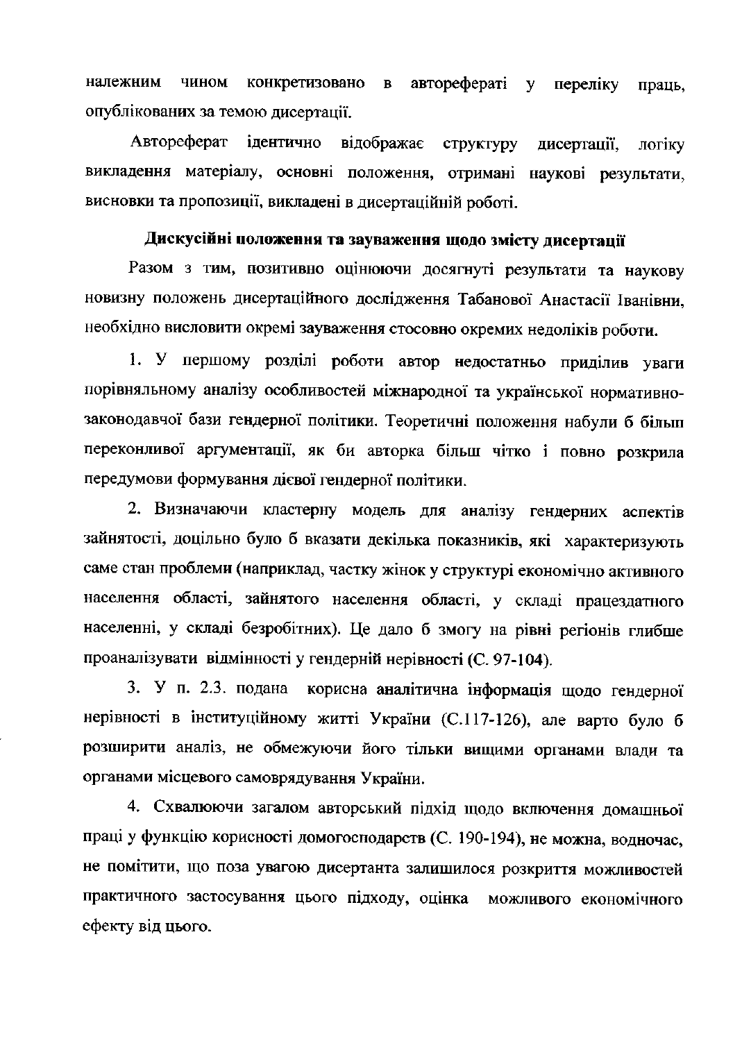належним чином конкретизовано в авторефераті у переліку праць, опублікованих за темою дисертації.

Автореферат ідентично відображає структуру дисертації, логіку викладення матеріалу, основні положення, отримані наукові результати, висновки та пропозиції, викладені в дисертаційній роботі.

**Дискусійні положення та зауваження щодо змісту дисертації**

Разом з тим, позитивно оцінюючи досягнуті результати та наукову новизну положень дисертаційного дослідження Табанової Анастасії Іванівни, необхідно висловити окремі зауваження стосовно окремих недоліків роботи.

1. У першому розділі роботи автор недостатньо приділив уваги порівняльному аналізу особливостей міжнародної та української нормативно-законодавчої бази гендерної політики. Теоретичні положення набули б більш переконливої аргументації, як би авторка більш чітко і повно розкрила передумови формування дієвої гендерної політики.

2. Визначаючи кластерну модель для аналізу гендерних аспектів зайнятості, доцільно було б вказати декілька показників, які характеризують саме стан проблеми (наприклад, частку жінок у структурі економічно активного населення області, зайнятого населення області, у складі працездатного населенні, у складі безробітних). Це дало б змогу на рівні регіонів глибше проаналізувати відмінності у гендерній нерівності (С. 97-104).

3. У п. 2.3. подана корисна аналітична інформація щодо гендерної нерівності в інституційному житті України (С.117-126), але варто було б розширити аналіз, не обмежуючи його тільки вищими органами влади та органами місцевого самоврядування України.

4. Схвалюючи загалом авторський підхід щодо включення домашньої праці у функцію корисності домогосподарств (С. 190-194), не можна, водночас, не помітити, що поза увагою дисертанта залишилося розкриття можливостей практичного застосування цього підходу, оцінка можливого економічного ефекту від цього.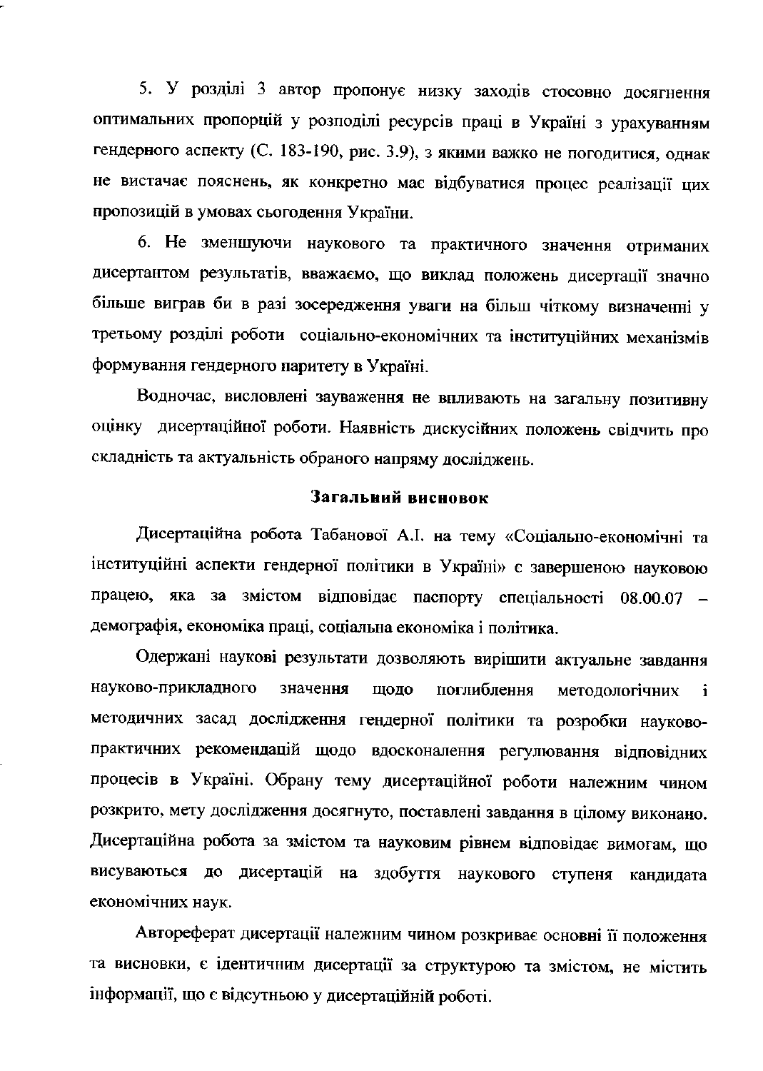5. У розділі 3 автор пропонує низку заходів стосовно досягнення оптимальних пропорцій у розподілі ресурсів праці в Україні з урахуванням гендерного аспекту (С. 183-190, рис. 3.9), з якими важко не погодитися, однак не вистачає пояснень, як конкретно має відбуватися процес реалізації цих пропозицій в умовах сьогодення України.

6. Не зменшуючи наукового та практичного значення отриманих дисертантом результатів, вважаємо, що виклад положень дисертації значно більше виграв би в разі зосередження уваги на більш чіткому визначенні у третьому розділі роботи соціально-економічних та інституційних механізмів формування гендерного паритету в Україні.

Водночас, висловлені зауваження не впливають на загальну позитивну оцінку дисертаційної роботи. Наявність дискусійних положень свідчить про складність та актуальність обраного напряму досліджень.

## Загальний висновок

Дисертаційна робота Табанової А.І. на тему «Соціально-економічні та інституційні аспекти гендерної політики в Україні» є завершеною науковою працею, яка за змістом відповідає паспорту спеціальності 08.00.07 – демографія, економіка праці, соціальна економіка і політика.

Одержані наукові результати дозволяють вирішити актуальне завдання науково-прикладного значення щодо поглиблення методологічних і методичних засад дослідження гендерної політики та розробки науково-практичних рекомендацій щодо вдосконалення регулювання відповідних процесів в Україні. Обрану тему дисертаційної роботи належним чином розкрито, мету дослідження досягнуто, поставлені завдання в цілому виконано. Дисертаційна робота за змістом та науковим рівнем відповідає вимогам, що висуваються до дисертацій на здобуття наукового ступеня кандидата економічних наук.

Автореферат дисертації належним чином розкриває основні її положення та висновки, є ідентичним дисертації за структурою та змістом, не містить інформації, що є відсутньою у дисертаційній роботі.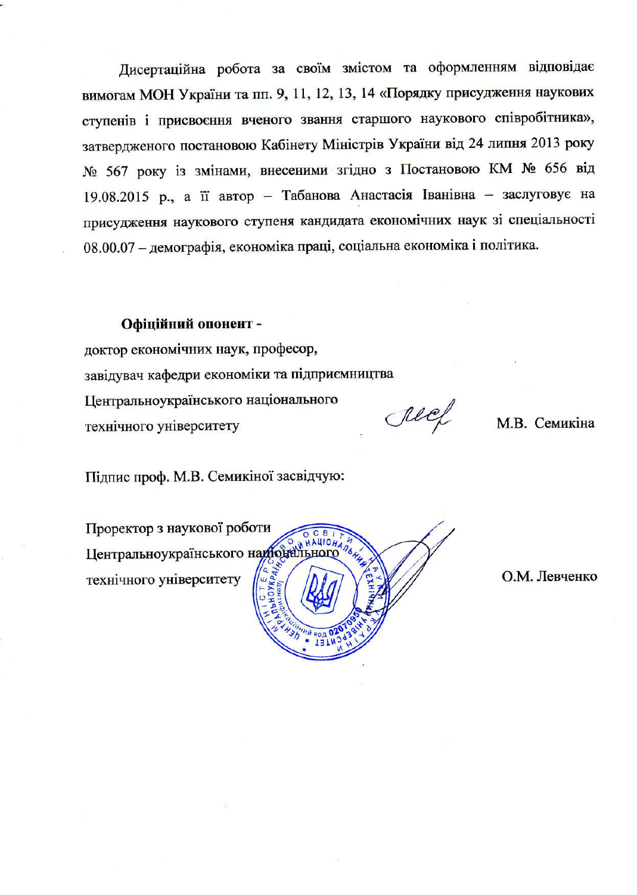Дисертаційна робота за своїм змістом та оформленням відповідає вимогам МОН України та пп. 9, 11, 12, 13, 14 «Порядку присудження наукових ступенів і присвоєння вченого звання старшого наукового співробітника», затвердженого постановою Кабінету Міністрів України від 24 липня 2013 року № 567 року із змінами, внесеними згідно з Постановою КМ № 656 від 19.08.2015 р., а її автор – Табанова Анастасія Іванівна – заслуговує на присудження наукового ступеня кандидата економічних наук зі спеціальності 08.00.07 – демографія, економіка праці, соціальна економіка і політика.

**Офіційний опонент -**
доктор економічних наук, професор,
завідувач кафедри економіки та підприємництва
Центральноукраїнського національного
технічного університету М.В. Семикіна

Підпис проф. М.В. Семикіної засвідчую:

Проректор з наукової роботи
Центральноукраїнського національного
технічного університету О.М. Левченко